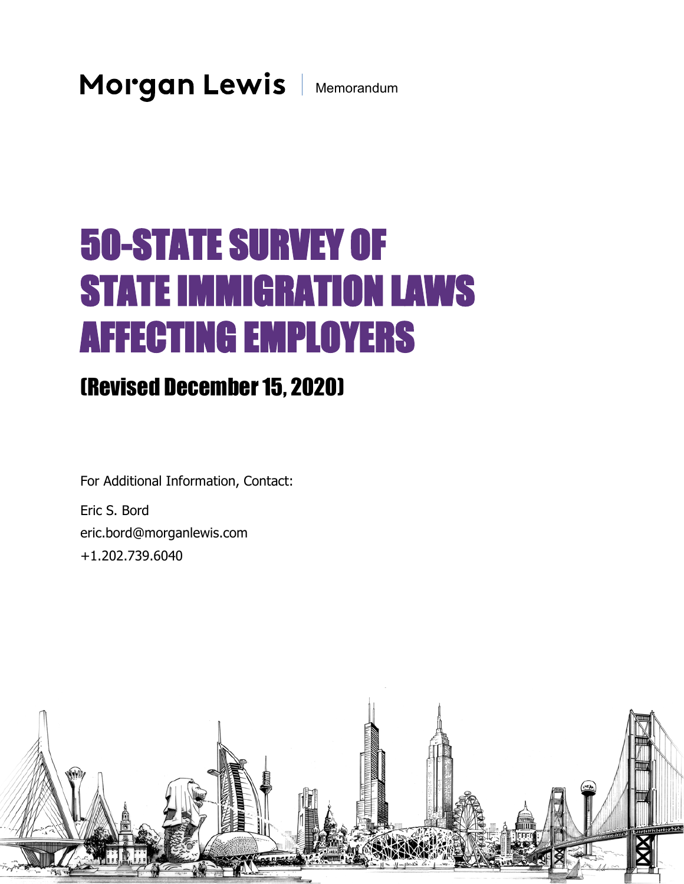Morgan Lewis | Memorandum

# 50-STATE SURVEY OF STATE IMMIGRATION LAWS AFFECTING EMPLOYERS

## (Revised December 15, 2020)

For Additional Information, Contact:

Eric S. Bord
eric.bord@morganlewis.com
+1.202.739.6040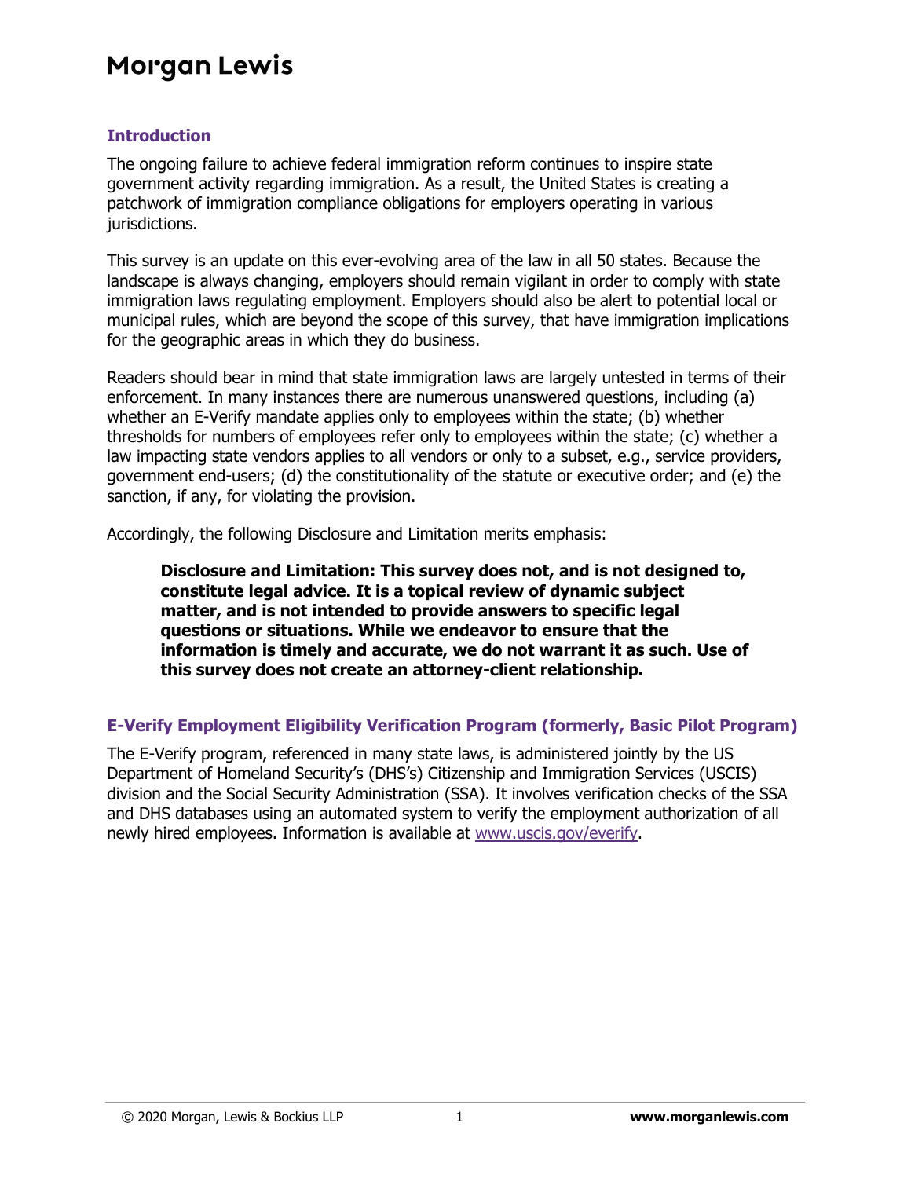## Introduction

The ongoing failure to achieve federal immigration reform continues to inspire state government activity regarding immigration. As a result, the United States is creating a patchwork of immigration compliance obligations for employers operating in various jurisdictions.

This survey is an update on this ever-evolving area of the law in all 50 states. Because the landscape is always changing, employers should remain vigilant in order to comply with state immigration laws regulating employment. Employers should also be alert to potential local or municipal rules, which are beyond the scope of this survey, that have immigration implications for the geographic areas in which they do business.

Readers should bear in mind that state immigration laws are largely untested in terms of their enforcement. In many instances there are numerous unanswered questions, including (a) whether an E-Verify mandate applies only to employees within the state; (b) whether thresholds for numbers of employees refer only to employees within the state; (c) whether a law impacting state vendors applies to all vendors or only to a subset, e.g., service providers, government end-users; (d) the constitutionality of the statute or executive order; and (e) the sanction, if any, for violating the provision.

Accordingly, the following Disclosure and Limitation merits emphasis:

> **Disclosure and Limitation: This survey does not, and is not designed to, constitute legal advice. It is a topical review of dynamic subject matter, and is not intended to provide answers to specific legal questions or situations. While we endeavor to ensure that the information is timely and accurate, we do not warrant it as such. Use of this survey does not create an attorney-client relationship.**

## E-Verify Employment Eligibility Verification Program (formerly, Basic Pilot Program)

The E-Verify program, referenced in many state laws, is administered jointly by the US Department of Homeland Security's (DHS's) Citizenship and Immigration Services (USCIS) division and the Social Security Administration (SSA). It involves verification checks of the SSA and DHS databases using an automated system to verify the employment authorization of all newly hired employees. Information is available at [www.uscis.gov/everify](http://www.uscis.gov/everify).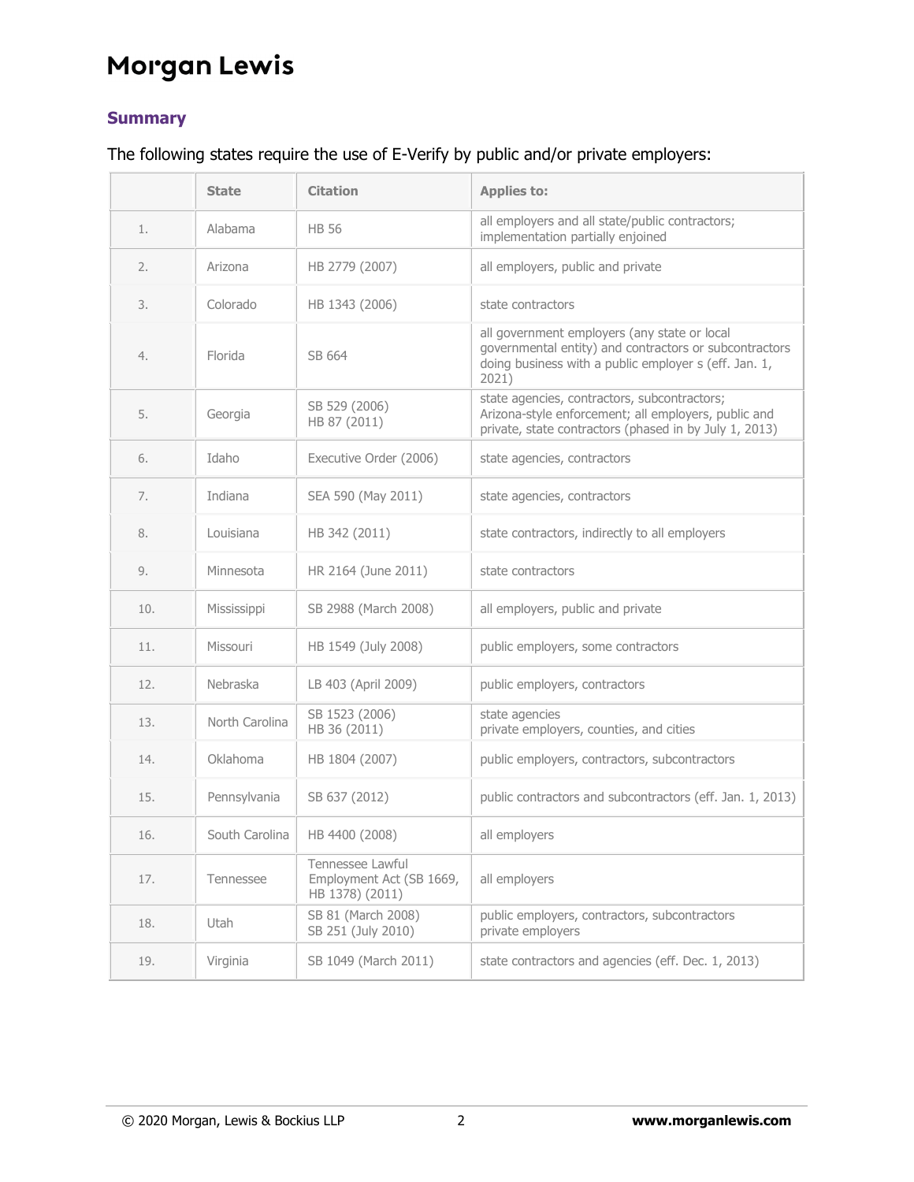## Summary

The following states require the use of E-Verify by public and/or private employers:

| | State | Citation | Applies to: |
|---|---|---|---|
| 1. | Alabama | HB 56 | all employers and all state/public contractors; implementation partially enjoined |
| 2. | Arizona | HB 2779 (2007) | all employers, public and private |
| 3. | Colorado | HB 1343 (2006) | state contractors |
| 4. | Florida | SB 664 | all government employers (any state or local governmental entity) and contractors or subcontractors doing business with a public employer s (eff. Jan. 1, 2021) |
| 5. | Georgia | SB 529 (2006)<br>HB 87 (2011) | state agencies, contractors, subcontractors;<br>Arizona-style enforcement; all employers, public and private, state contractors (phased in by July 1, 2013) |
| 6. | Idaho | Executive Order (2006) | state agencies, contractors |
| 7. | Indiana | SEA 590 (May 2011) | state agencies, contractors |
| 8. | Louisiana | HB 342 (2011) | state contractors, indirectly to all employers |
| 9. | Minnesota | HR 2164 (June 2011) | state contractors |
| 10. | Mississippi | SB 2988 (March 2008) | all employers, public and private |
| 11. | Missouri | HB 1549 (July 2008) | public employers, some contractors |
| 12. | Nebraska | LB 403 (April 2009) | public employers, contractors |
| 13. | North Carolina | SB 1523 (2006)<br>HB 36 (2011) | state agencies<br>private employers, counties, and cities |
| 14. | Oklahoma | HB 1804 (2007) | public employers, contractors, subcontractors |
| 15. | Pennsylvania | SB 637 (2012) | public contractors and subcontractors (eff. Jan. 1, 2013) |
| 16. | South Carolina | HB 4400 (2008) | all employers |
| 17. | Tennessee | Tennessee Lawful Employment Act (SB 1669, HB 1378) (2011) | all employers |
| 18. | Utah | SB 81 (March 2008)<br>SB 251 (July 2010) | public employers, contractors, subcontractors<br>private employers |
| 19. | Virginia | SB 1049 (March 2011) | state contractors and agencies (eff. Dec. 1, 2013) |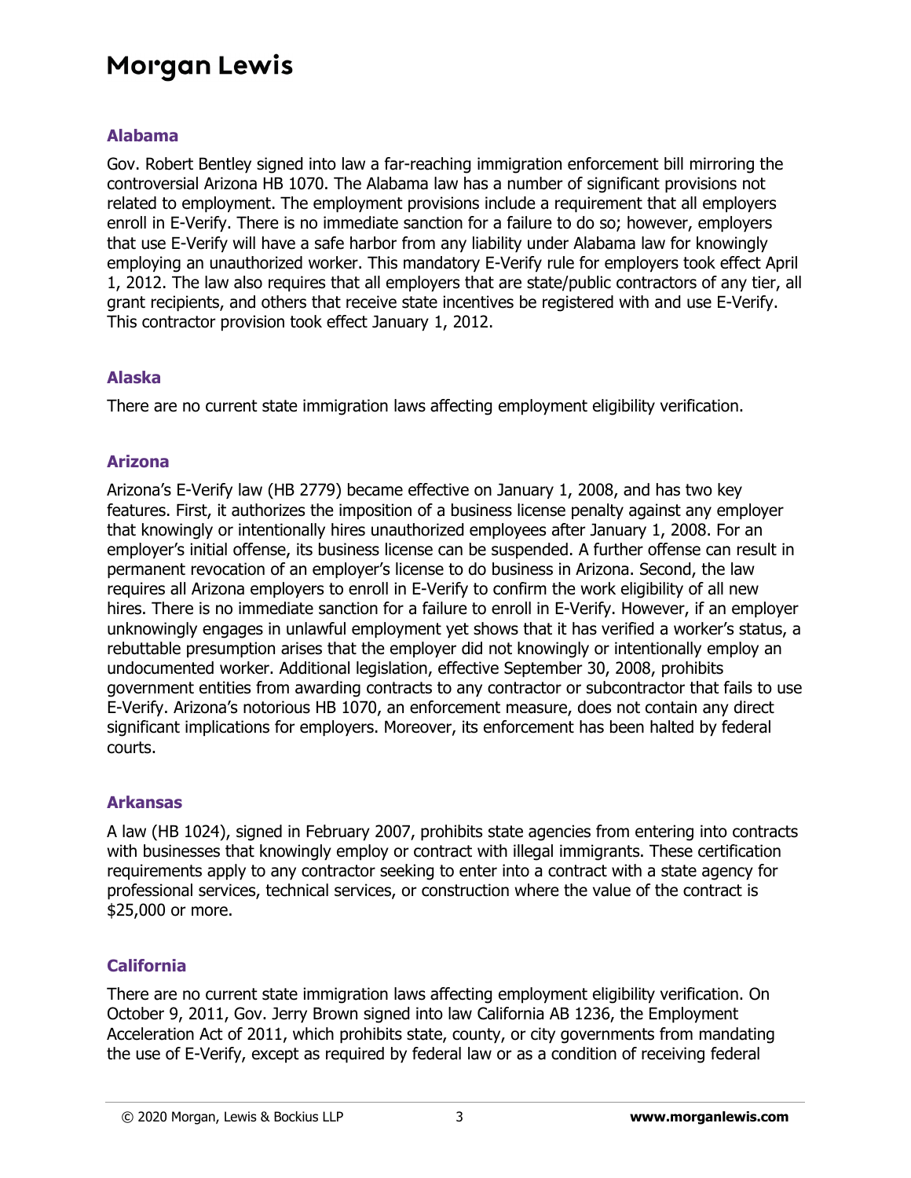## Alabama

Gov. Robert Bentley signed into law a far-reaching immigration enforcement bill mirroring the controversial Arizona HB 1070. The Alabama law has a number of significant provisions not related to employment. The employment provisions include a requirement that all employers enroll in E-Verify. There is no immediate sanction for a failure to do so; however, employers that use E-Verify will have a safe harbor from any liability under Alabama law for knowingly employing an unauthorized worker. This mandatory E-Verify rule for employers took effect April 1, 2012. The law also requires that all employers that are state/public contractors of any tier, all grant recipients, and others that receive state incentives be registered with and use E-Verify. This contractor provision took effect January 1, 2012.

## Alaska

There are no current state immigration laws affecting employment eligibility verification.

## Arizona

Arizona's E-Verify law (HB 2779) became effective on January 1, 2008, and has two key features. First, it authorizes the imposition of a business license penalty against any employer that knowingly or intentionally hires unauthorized employees after January 1, 2008. For an employer's initial offense, its business license can be suspended. A further offense can result in permanent revocation of an employer's license to do business in Arizona. Second, the law requires all Arizona employers to enroll in E-Verify to confirm the work eligibility of all new hires. There is no immediate sanction for a failure to enroll in E-Verify. However, if an employer unknowingly engages in unlawful employment yet shows that it has verified a worker's status, a rebuttable presumption arises that the employer did not knowingly or intentionally employ an undocumented worker. Additional legislation, effective September 30, 2008, prohibits government entities from awarding contracts to any contractor or subcontractor that fails to use E-Verify. Arizona's notorious HB 1070, an enforcement measure, does not contain any direct significant implications for employers. Moreover, its enforcement has been halted by federal courts.

## Arkansas

A law (HB 1024), signed in February 2007, prohibits state agencies from entering into contracts with businesses that knowingly employ or contract with illegal immigrants. These certification requirements apply to any contractor seeking to enter into a contract with a state agency for professional services, technical services, or construction where the value of the contract is $25,000 or more.

## California

There are no current state immigration laws affecting employment eligibility verification. On October 9, 2011, Gov. Jerry Brown signed into law California AB 1236, the Employment Acceleration Act of 2011, which prohibits state, county, or city governments from mandating the use of E-Verify, except as required by federal law or as a condition of receiving federal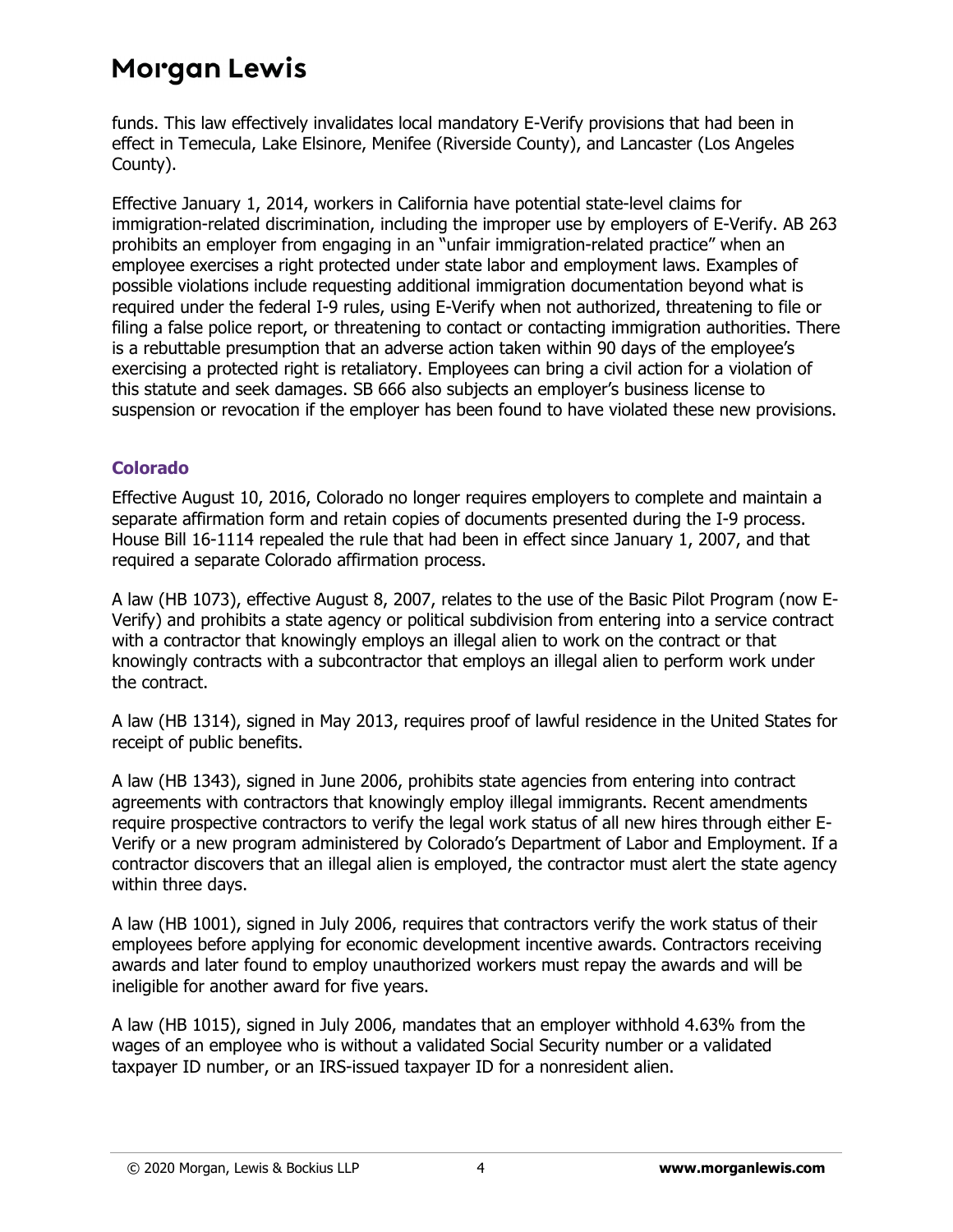funds. This law effectively invalidates local mandatory E-Verify provisions that had been in effect in Temecula, Lake Elsinore, Menifee (Riverside County), and Lancaster (Los Angeles County).

Effective January 1, 2014, workers in California have potential state-level claims for immigration-related discrimination, including the improper use by employers of E-Verify. AB 263 prohibits an employer from engaging in an "unfair immigration-related practice" when an employee exercises a right protected under state labor and employment laws. Examples of possible violations include requesting additional immigration documentation beyond what is required under the federal I-9 rules, using E-Verify when not authorized, threatening to file or filing a false police report, or threatening to contact or contacting immigration authorities. There is a rebuttable presumption that an adverse action taken within 90 days of the employee's exercising a protected right is retaliatory. Employees can bring a civil action for a violation of this statute and seek damages. SB 666 also subjects an employer's business license to suspension or revocation if the employer has been found to have violated these new provisions.

## Colorado

Effective August 10, 2016, Colorado no longer requires employers to complete and maintain a separate affirmation form and retain copies of documents presented during the I-9 process. House Bill 16-1114 repealed the rule that had been in effect since January 1, 2007, and that required a separate Colorado affirmation process.

A law (HB 1073), effective August 8, 2007, relates to the use of the Basic Pilot Program (now E-Verify) and prohibits a state agency or political subdivision from entering into a service contract with a contractor that knowingly employs an illegal alien to work on the contract or that knowingly contracts with a subcontractor that employs an illegal alien to perform work under the contract.

A law (HB 1314), signed in May 2013, requires proof of lawful residence in the United States for receipt of public benefits.

A law (HB 1343), signed in June 2006, prohibits state agencies from entering into contract agreements with contractors that knowingly employ illegal immigrants. Recent amendments require prospective contractors to verify the legal work status of all new hires through either E-Verify or a new program administered by Colorado's Department of Labor and Employment. If a contractor discovers that an illegal alien is employed, the contractor must alert the state agency within three days.

A law (HB 1001), signed in July 2006, requires that contractors verify the work status of their employees before applying for economic development incentive awards. Contractors receiving awards and later found to employ unauthorized workers must repay the awards and will be ineligible for another award for five years.

A law (HB 1015), signed in July 2006, mandates that an employer withhold 4.63% from the wages of an employee who is without a validated Social Security number or a validated taxpayer ID number, or an IRS-issued taxpayer ID for a nonresident alien.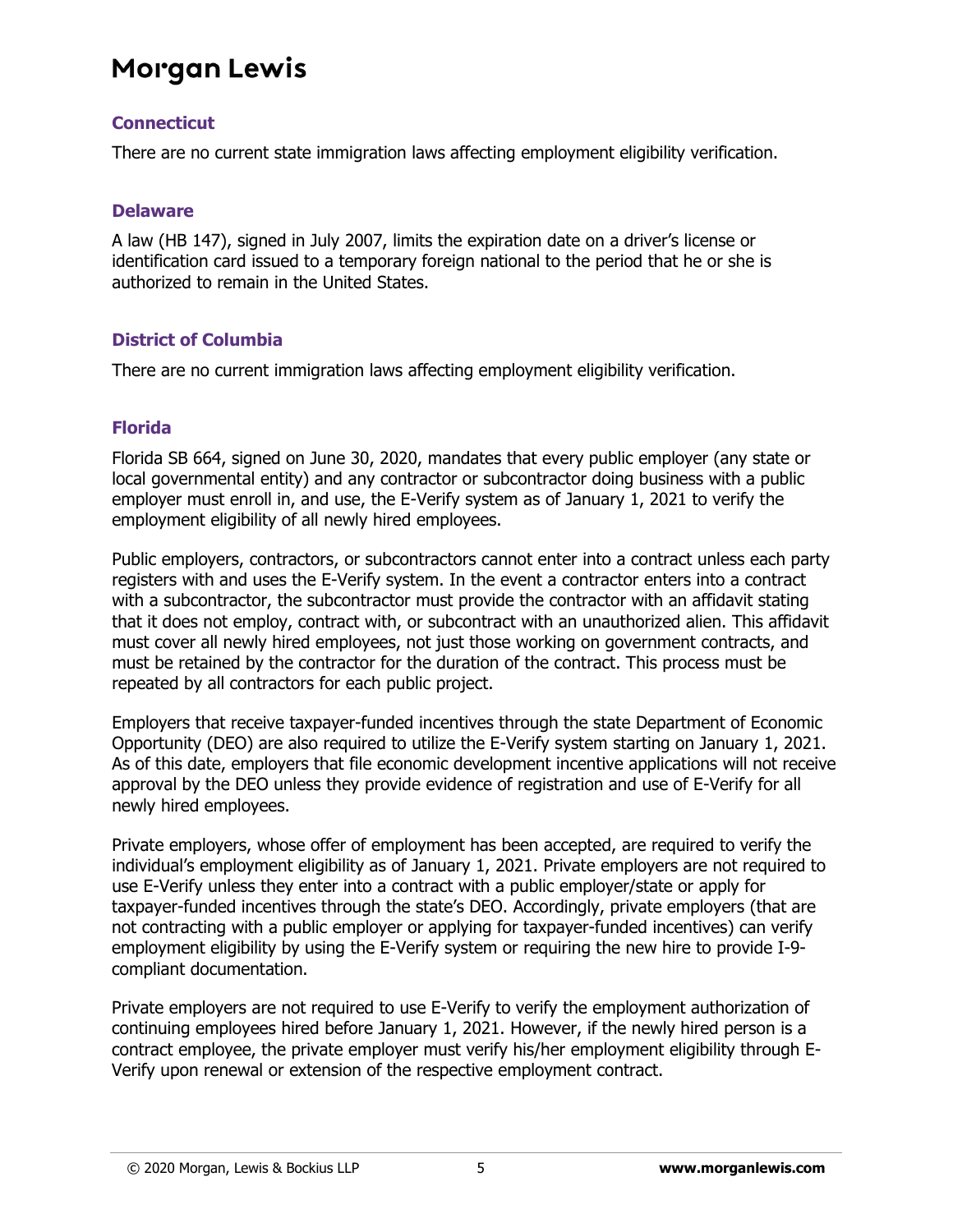## Connecticut

There are no current state immigration laws affecting employment eligibility verification.

## Delaware

A law (HB 147), signed in July 2007, limits the expiration date on a driver's license or identification card issued to a temporary foreign national to the period that he or she is authorized to remain in the United States.

## District of Columbia

There are no current immigration laws affecting employment eligibility verification.

## Florida

Florida SB 664, signed on June 30, 2020, mandates that every public employer (any state or local governmental entity) and any contractor or subcontractor doing business with a public employer must enroll in, and use, the E-Verify system as of January 1, 2021 to verify the employment eligibility of all newly hired employees.

Public employers, contractors, or subcontractors cannot enter into a contract unless each party registers with and uses the E-Verify system. In the event a contractor enters into a contract with a subcontractor, the subcontractor must provide the contractor with an affidavit stating that it does not employ, contract with, or subcontract with an unauthorized alien. This affidavit must cover all newly hired employees, not just those working on government contracts, and must be retained by the contractor for the duration of the contract. This process must be repeated by all contractors for each public project.

Employers that receive taxpayer-funded incentives through the state Department of Economic Opportunity (DEO) are also required to utilize the E-Verify system starting on January 1, 2021. As of this date, employers that file economic development incentive applications will not receive approval by the DEO unless they provide evidence of registration and use of E-Verify for all newly hired employees.

Private employers, whose offer of employment has been accepted, are required to verify the individual's employment eligibility as of January 1, 2021. Private employers are not required to use E-Verify unless they enter into a contract with a public employer/state or apply for taxpayer-funded incentives through the state's DEO. Accordingly, private employers (that are not contracting with a public employer or applying for taxpayer-funded incentives) can verify employment eligibility by using the E-Verify system or requiring the new hire to provide I-9-compliant documentation.

Private employers are not required to use E-Verify to verify the employment authorization of continuing employees hired before January 1, 2021. However, if the newly hired person is a contract employee, the private employer must verify his/her employment eligibility through E-Verify upon renewal or extension of the respective employment contract.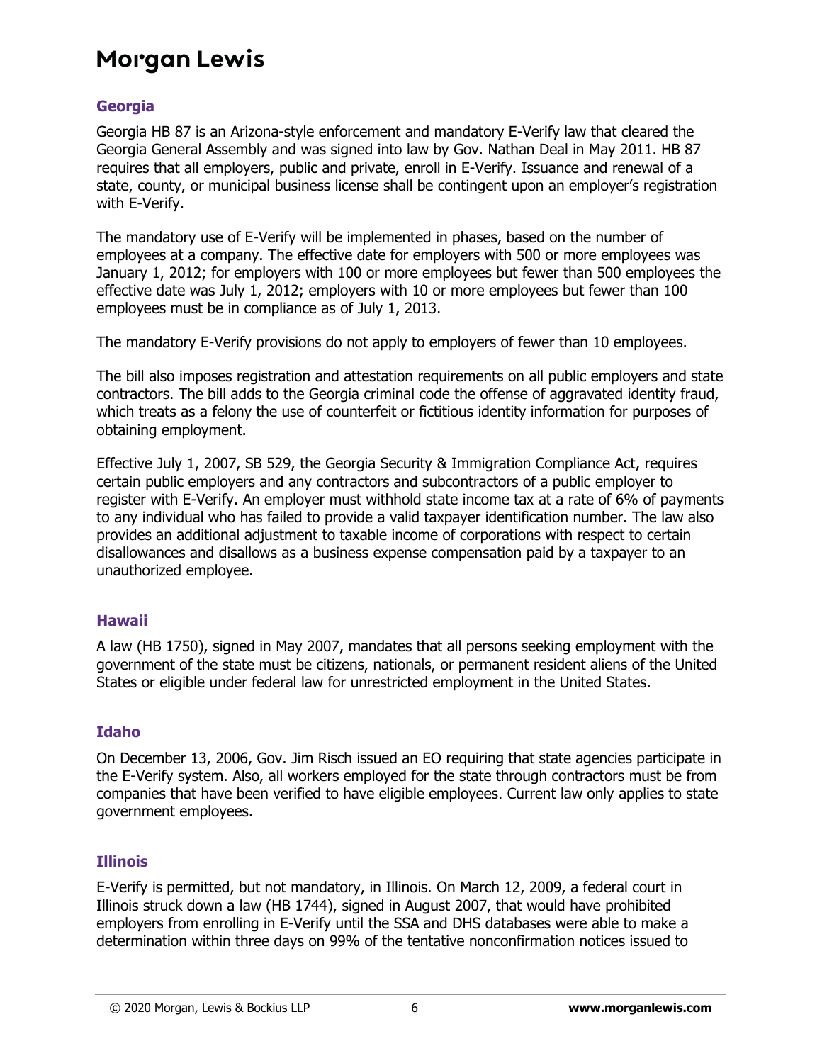## Georgia

Georgia HB 87 is an Arizona-style enforcement and mandatory E-Verify law that cleared the Georgia General Assembly and was signed into law by Gov. Nathan Deal in May 2011. HB 87 requires that all employers, public and private, enroll in E-Verify. Issuance and renewal of a state, county, or municipal business license shall be contingent upon an employer's registration with E-Verify.

The mandatory use of E-Verify will be implemented in phases, based on the number of employees at a company. The effective date for employers with 500 or more employees was January 1, 2012; for employers with 100 or more employees but fewer than 500 employees the effective date was July 1, 2012; employers with 10 or more employees but fewer than 100 employees must be in compliance as of July 1, 2013.

The mandatory E-Verify provisions do not apply to employers of fewer than 10 employees.

The bill also imposes registration and attestation requirements on all public employers and state contractors. The bill adds to the Georgia criminal code the offense of aggravated identity fraud, which treats as a felony the use of counterfeit or fictitious identity information for purposes of obtaining employment.

Effective July 1, 2007, SB 529, the Georgia Security & Immigration Compliance Act, requires certain public employers and any contractors and subcontractors of a public employer to register with E-Verify. An employer must withhold state income tax at a rate of 6% of payments to any individual who has failed to provide a valid taxpayer identification number. The law also provides an additional adjustment to taxable income of corporations with respect to certain disallowances and disallows as a business expense compensation paid by a taxpayer to an unauthorized employee.

## Hawaii

A law (HB 1750), signed in May 2007, mandates that all persons seeking employment with the government of the state must be citizens, nationals, or permanent resident aliens of the United States or eligible under federal law for unrestricted employment in the United States.

## Idaho

On December 13, 2006, Gov. Jim Risch issued an EO requiring that state agencies participate in the E-Verify system. Also, all workers employed for the state through contractors must be from companies that have been verified to have eligible employees. Current law only applies to state government employees.

## Illinois

E-Verify is permitted, but not mandatory, in Illinois. On March 12, 2009, a federal court in Illinois struck down a law (HB 1744), signed in August 2007, that would have prohibited employers from enrolling in E-Verify until the SSA and DHS databases were able to make a determination within three days on 99% of the tentative nonconfirmation notices issued to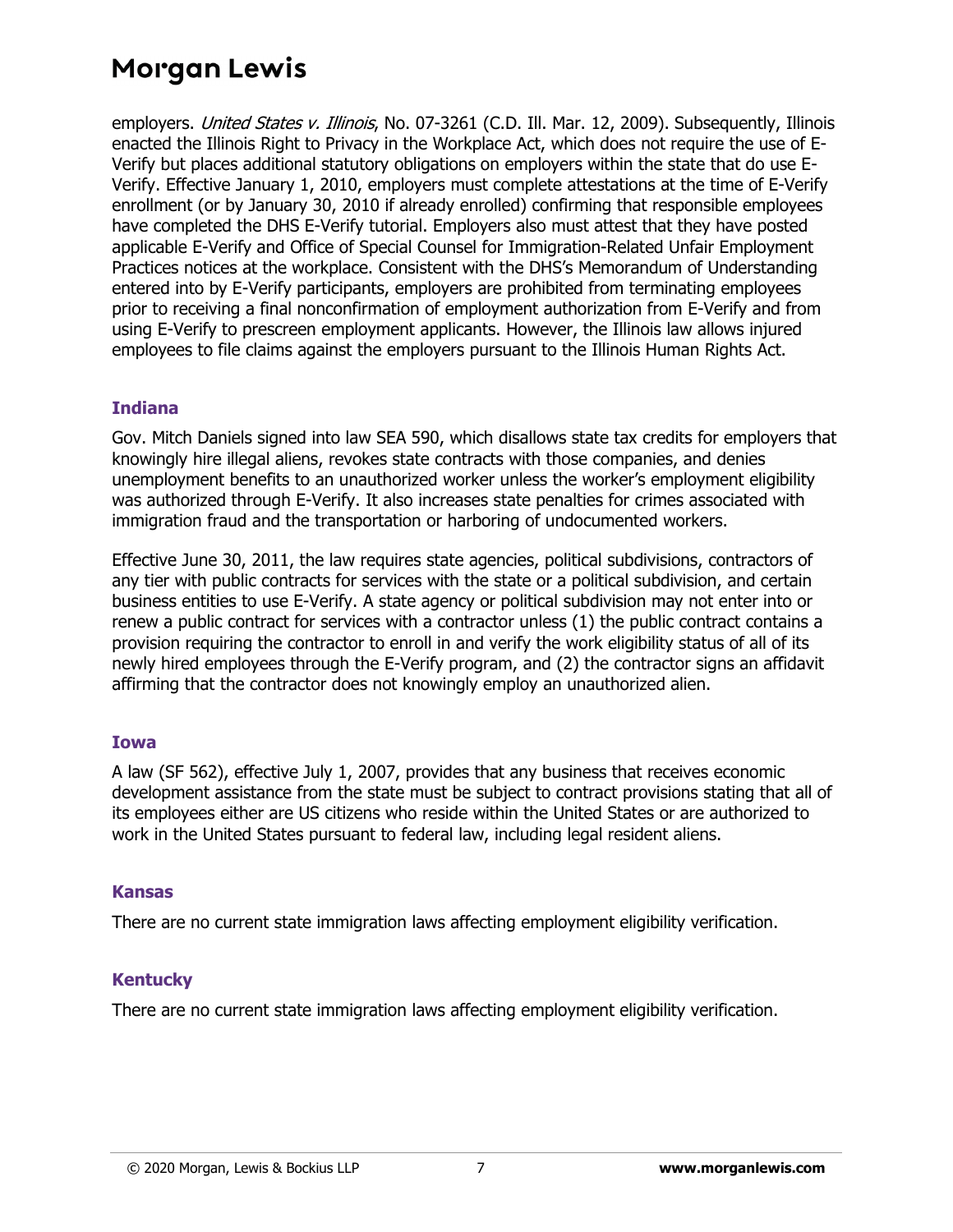employers. *United States v. Illinois*, No. 07-3261 (C.D. Ill. Mar. 12, 2009). Subsequently, Illinois enacted the Illinois Right to Privacy in the Workplace Act, which does not require the use of E-Verify but places additional statutory obligations on employers within the state that do use E-Verify. Effective January 1, 2010, employers must complete attestations at the time of E-Verify enrollment (or by January 30, 2010 if already enrolled) confirming that responsible employees have completed the DHS E-Verify tutorial. Employers also must attest that they have posted applicable E-Verify and Office of Special Counsel for Immigration-Related Unfair Employment Practices notices at the workplace. Consistent with the DHS's Memorandum of Understanding entered into by E-Verify participants, employers are prohibited from terminating employees prior to receiving a final nonconfirmation of employment authorization from E-Verify and from using E-Verify to prescreen employment applicants. However, the Illinois law allows injured employees to file claims against the employers pursuant to the Illinois Human Rights Act.

### Indiana

Gov. Mitch Daniels signed into law SEA 590, which disallows state tax credits for employers that knowingly hire illegal aliens, revokes state contracts with those companies, and denies unemployment benefits to an unauthorized worker unless the worker's employment eligibility was authorized through E-Verify. It also increases state penalties for crimes associated with immigration fraud and the transportation or harboring of undocumented workers.

Effective June 30, 2011, the law requires state agencies, political subdivisions, contractors of any tier with public contracts for services with the state or a political subdivision, and certain business entities to use E-Verify. A state agency or political subdivision may not enter into or renew a public contract for services with a contractor unless (1) the public contract contains a provision requiring the contractor to enroll in and verify the work eligibility status of all of its newly hired employees through the E-Verify program, and (2) the contractor signs an affidavit affirming that the contractor does not knowingly employ an unauthorized alien.

### Iowa

A law (SF 562), effective July 1, 2007, provides that any business that receives economic development assistance from the state must be subject to contract provisions stating that all of its employees either are US citizens who reside within the United States or are authorized to work in the United States pursuant to federal law, including legal resident aliens.

### Kansas

There are no current state immigration laws affecting employment eligibility verification.

### Kentucky

There are no current state immigration laws affecting employment eligibility verification.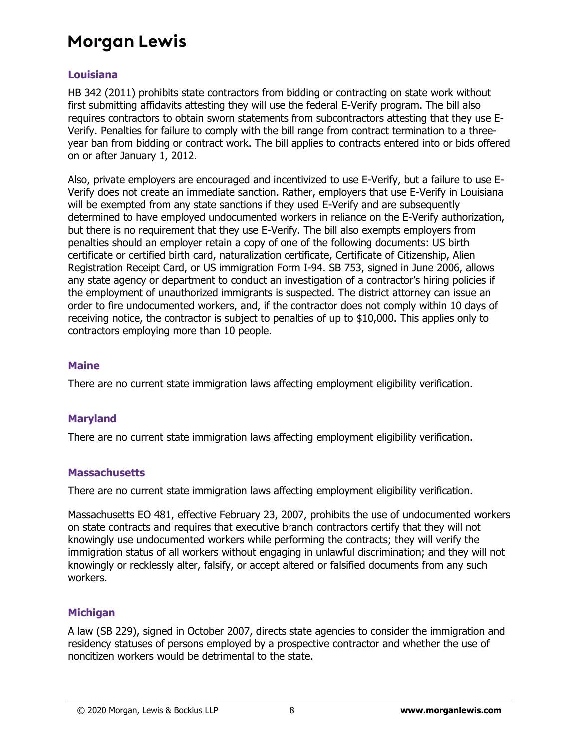### Louisiana

HB 342 (2011) prohibits state contractors from bidding or contracting on state work without first submitting affidavits attesting they will use the federal E-Verify program. The bill also requires contractors to obtain sworn statements from subcontractors attesting that they use E-Verify. Penalties for failure to comply with the bill range from contract termination to a three-year ban from bidding or contract work. The bill applies to contracts entered into or bids offered on or after January 1, 2012.

Also, private employers are encouraged and incentivized to use E-Verify, but a failure to use E-Verify does not create an immediate sanction. Rather, employers that use E-Verify in Louisiana will be exempted from any state sanctions if they used E-Verify and are subsequently determined to have employed undocumented workers in reliance on the E-Verify authorization, but there is no requirement that they use E-Verify. The bill also exempts employers from penalties should an employer retain a copy of one of the following documents: US birth certificate or certified birth card, naturalization certificate, Certificate of Citizenship, Alien Registration Receipt Card, or US immigration Form I-94. SB 753, signed in June 2006, allows any state agency or department to conduct an investigation of a contractor's hiring policies if the employment of unauthorized immigrants is suspected. The district attorney can issue an order to fire undocumented workers, and, if the contractor does not comply within 10 days of receiving notice, the contractor is subject to penalties of up to $10,000. This applies only to contractors employing more than 10 people.

### Maine

There are no current state immigration laws affecting employment eligibility verification.

### Maryland

There are no current state immigration laws affecting employment eligibility verification.

### Massachusetts

There are no current state immigration laws affecting employment eligibility verification.

Massachusetts EO 481, effective February 23, 2007, prohibits the use of undocumented workers on state contracts and requires that executive branch contractors certify that they will not knowingly use undocumented workers while performing the contracts; they will verify the immigration status of all workers without engaging in unlawful discrimination; and they will not knowingly or recklessly alter, falsify, or accept altered or falsified documents from any such workers.

### Michigan

A law (SB 229), signed in October 2007, directs state agencies to consider the immigration and residency statuses of persons employed by a prospective contractor and whether the use of noncitizen workers would be detrimental to the state.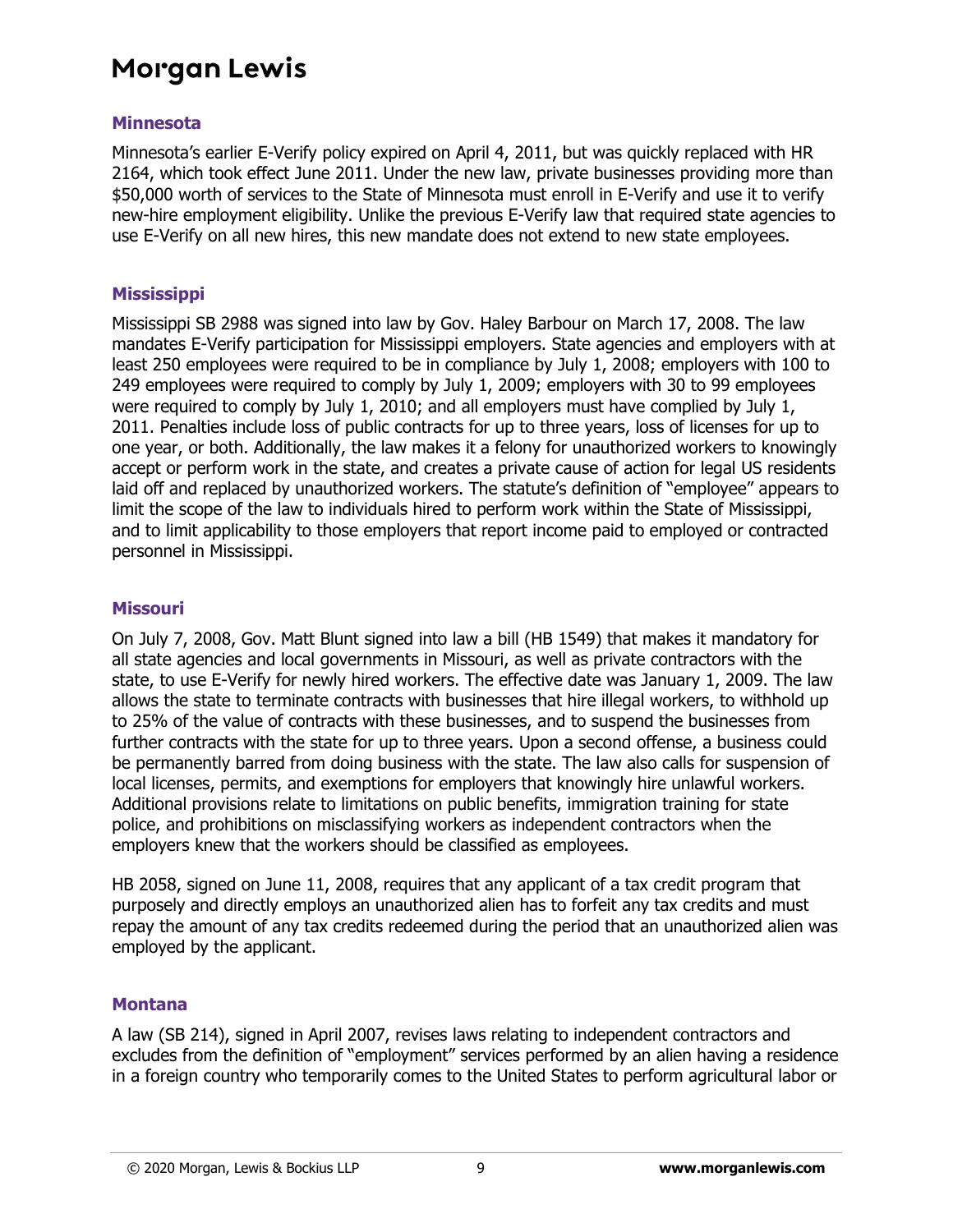#### Minnesota

Minnesota's earlier E-Verify policy expired on April 4, 2011, but was quickly replaced with HR 2164, which took effect June 2011. Under the new law, private businesses providing more than $50,000 worth of services to the State of Minnesota must enroll in E-Verify and use it to verify new-hire employment eligibility. Unlike the previous E-Verify law that required state agencies to use E-Verify on all new hires, this new mandate does not extend to new state employees.

#### Mississippi

Mississippi SB 2988 was signed into law by Gov. Haley Barbour on March 17, 2008. The law mandates E-Verify participation for Mississippi employers. State agencies and employers with at least 250 employees were required to be in compliance by July 1, 2008; employers with 100 to 249 employees were required to comply by July 1, 2009; employers with 30 to 99 employees were required to comply by July 1, 2010; and all employers must have complied by July 1, 2011. Penalties include loss of public contracts for up to three years, loss of licenses for up to one year, or both. Additionally, the law makes it a felony for unauthorized workers to knowingly accept or perform work in the state, and creates a private cause of action for legal US residents laid off and replaced by unauthorized workers. The statute's definition of "employee" appears to limit the scope of the law to individuals hired to perform work within the State of Mississippi, and to limit applicability to those employers that report income paid to employed or contracted personnel in Mississippi.

#### Missouri

On July 7, 2008, Gov. Matt Blunt signed into law a bill (HB 1549) that makes it mandatory for all state agencies and local governments in Missouri, as well as private contractors with the state, to use E-Verify for newly hired workers. The effective date was January 1, 2009. The law allows the state to terminate contracts with businesses that hire illegal workers, to withhold up to 25% of the value of contracts with these businesses, and to suspend the businesses from further contracts with the state for up to three years. Upon a second offense, a business could be permanently barred from doing business with the state. The law also calls for suspension of local licenses, permits, and exemptions for employers that knowingly hire unlawful workers. Additional provisions relate to limitations on public benefits, immigration training for state police, and prohibitions on misclassifying workers as independent contractors when the employers knew that the workers should be classified as employees.

HB 2058, signed on June 11, 2008, requires that any applicant of a tax credit program that purposely and directly employs an unauthorized alien has to forfeit any tax credits and must repay the amount of any tax credits redeemed during the period that an unauthorized alien was employed by the applicant.

#### Montana

A law (SB 214), signed in April 2007, revises laws relating to independent contractors and excludes from the definition of "employment" services performed by an alien having a residence in a foreign country who temporarily comes to the United States to perform agricultural labor or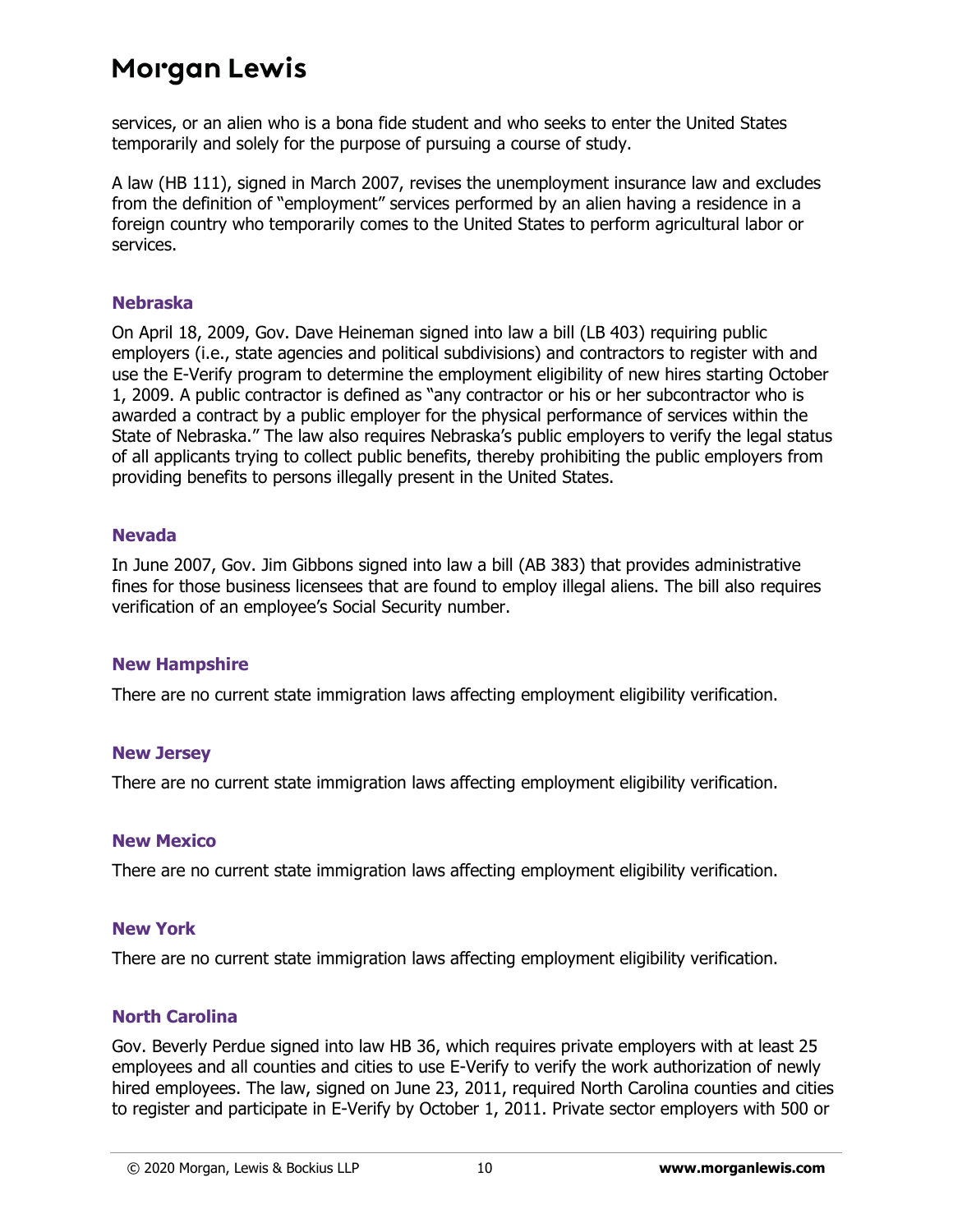services, or an alien who is a bona fide student and who seeks to enter the United States temporarily and solely for the purpose of pursuing a course of study.

A law (HB 111), signed in March 2007, revises the unemployment insurance law and excludes from the definition of "employment" services performed by an alien having a residence in a foreign country who temporarily comes to the United States to perform agricultural labor or services.

### Nebraska

On April 18, 2009, Gov. Dave Heineman signed into law a bill (LB 403) requiring public employers (i.e., state agencies and political subdivisions) and contractors to register with and use the E-Verify program to determine the employment eligibility of new hires starting October 1, 2009. A public contractor is defined as "any contractor or his or her subcontractor who is awarded a contract by a public employer for the physical performance of services within the State of Nebraska." The law also requires Nebraska's public employers to verify the legal status of all applicants trying to collect public benefits, thereby prohibiting the public employers from providing benefits to persons illegally present in the United States.

### Nevada

In June 2007, Gov. Jim Gibbons signed into law a bill (AB 383) that provides administrative fines for those business licensees that are found to employ illegal aliens. The bill also requires verification of an employee's Social Security number.

### New Hampshire

There are no current state immigration laws affecting employment eligibility verification.

### New Jersey

There are no current state immigration laws affecting employment eligibility verification.

### New Mexico

There are no current state immigration laws affecting employment eligibility verification.

### New York

There are no current state immigration laws affecting employment eligibility verification.

### North Carolina

Gov. Beverly Perdue signed into law HB 36, which requires private employers with at least 25 employees and all counties and cities to use E-Verify to verify the work authorization of newly hired employees. The law, signed on June 23, 2011, required North Carolina counties and cities to register and participate in E-Verify by October 1, 2011. Private sector employers with 500 or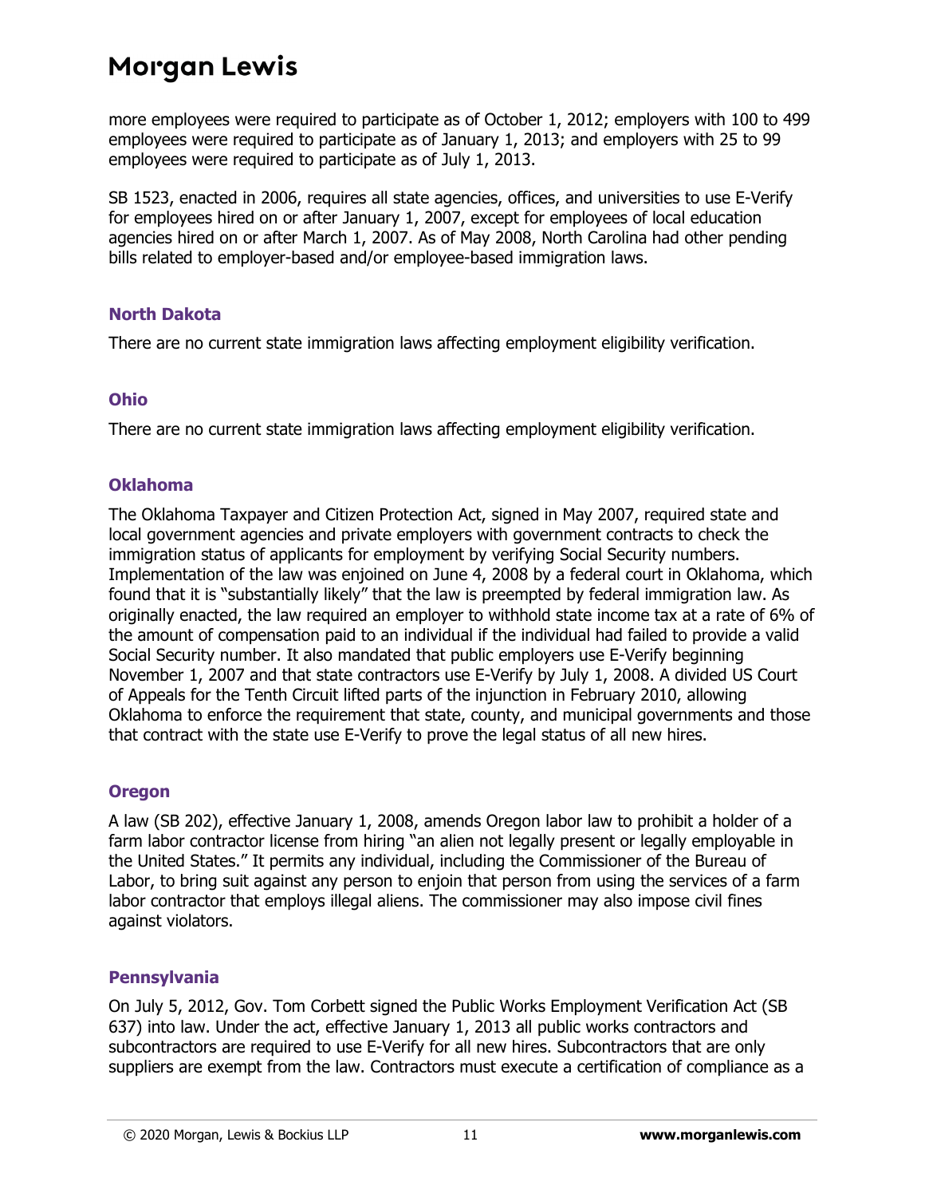more employees were required to participate as of October 1, 2012; employers with 100 to 499 employees were required to participate as of January 1, 2013; and employers with 25 to 99 employees were required to participate as of July 1, 2013.

SB 1523, enacted in 2006, requires all state agencies, offices, and universities to use E-Verify for employees hired on or after January 1, 2007, except for employees of local education agencies hired on or after March 1, 2007. As of May 2008, North Carolina had other pending bills related to employer-based and/or employee-based immigration laws.

### North Dakota

There are no current state immigration laws affecting employment eligibility verification.

### Ohio

There are no current state immigration laws affecting employment eligibility verification.

### Oklahoma

The Oklahoma Taxpayer and Citizen Protection Act, signed in May 2007, required state and local government agencies and private employers with government contracts to check the immigration status of applicants for employment by verifying Social Security numbers. Implementation of the law was enjoined on June 4, 2008 by a federal court in Oklahoma, which found that it is "substantially likely" that the law is preempted by federal immigration law. As originally enacted, the law required an employer to withhold state income tax at a rate of 6% of the amount of compensation paid to an individual if the individual had failed to provide a valid Social Security number. It also mandated that public employers use E-Verify beginning November 1, 2007 and that state contractors use E-Verify by July 1, 2008. A divided US Court of Appeals for the Tenth Circuit lifted parts of the injunction in February 2010, allowing Oklahoma to enforce the requirement that state, county, and municipal governments and those that contract with the state use E-Verify to prove the legal status of all new hires.

### Oregon

A law (SB 202), effective January 1, 2008, amends Oregon labor law to prohibit a holder of a farm labor contractor license from hiring "an alien not legally present or legally employable in the United States." It permits any individual, including the Commissioner of the Bureau of Labor, to bring suit against any person to enjoin that person from using the services of a farm labor contractor that employs illegal aliens. The commissioner may also impose civil fines against violators.

### Pennsylvania

On July 5, 2012, Gov. Tom Corbett signed the Public Works Employment Verification Act (SB 637) into law. Under the act, effective January 1, 2013 all public works contractors and subcontractors are required to use E-Verify for all new hires. Subcontractors that are only suppliers are exempt from the law. Contractors must execute a certification of compliance as a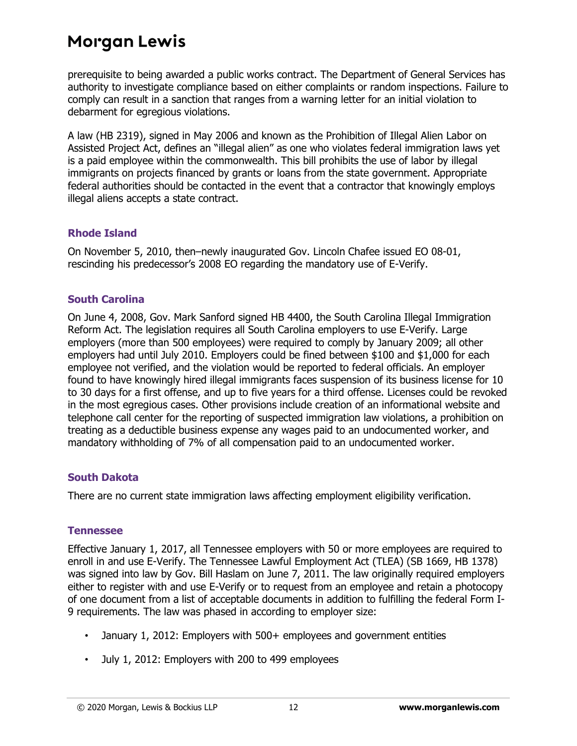prerequisite to being awarded a public works contract. The Department of General Services has authority to investigate compliance based on either complaints or random inspections. Failure to comply can result in a sanction that ranges from a warning letter for an initial violation to debarment for egregious violations.

A law (HB 2319), signed in May 2006 and known as the Prohibition of Illegal Alien Labor on Assisted Project Act, defines an "illegal alien" as one who violates federal immigration laws yet is a paid employee within the commonwealth. This bill prohibits the use of labor by illegal immigrants on projects financed by grants or loans from the state government. Appropriate federal authorities should be contacted in the event that a contractor that knowingly employs illegal aliens accepts a state contract.

### Rhode Island

On November 5, 2010, then–newly inaugurated Gov. Lincoln Chafee issued EO 08-01, rescinding his predecessor's 2008 EO regarding the mandatory use of E-Verify.

### South Carolina

On June 4, 2008, Gov. Mark Sanford signed HB 4400, the South Carolina Illegal Immigration Reform Act. The legislation requires all South Carolina employers to use E-Verify. Large employers (more than 500 employees) were required to comply by January 2009; all other employers had until July 2010. Employers could be fined between $100 and $1,000 for each employee not verified, and the violation would be reported to federal officials. An employer found to have knowingly hired illegal immigrants faces suspension of its business license for 10 to 30 days for a first offense, and up to five years for a third offense. Licenses could be revoked in the most egregious cases. Other provisions include creation of an informational website and telephone call center for the reporting of suspected immigration law violations, a prohibition on treating as a deductible business expense any wages paid to an undocumented worker, and mandatory withholding of 7% of all compensation paid to an undocumented worker.

### South Dakota

There are no current state immigration laws affecting employment eligibility verification.

### Tennessee

Effective January 1, 2017, all Tennessee employers with 50 or more employees are required to enroll in and use E-Verify. The Tennessee Lawful Employment Act (TLEA) (SB 1669, HB 1378) was signed into law by Gov. Bill Haslam on June 7, 2011. The law originally required employers either to register with and use E-Verify or to request from an employee and retain a photocopy of one document from a list of acceptable documents in addition to fulfilling the federal Form I-9 requirements. The law was phased in according to employer size:

- January 1, 2012: Employers with 500+ employees and government entities
- July 1, 2012: Employers with 200 to 499 employees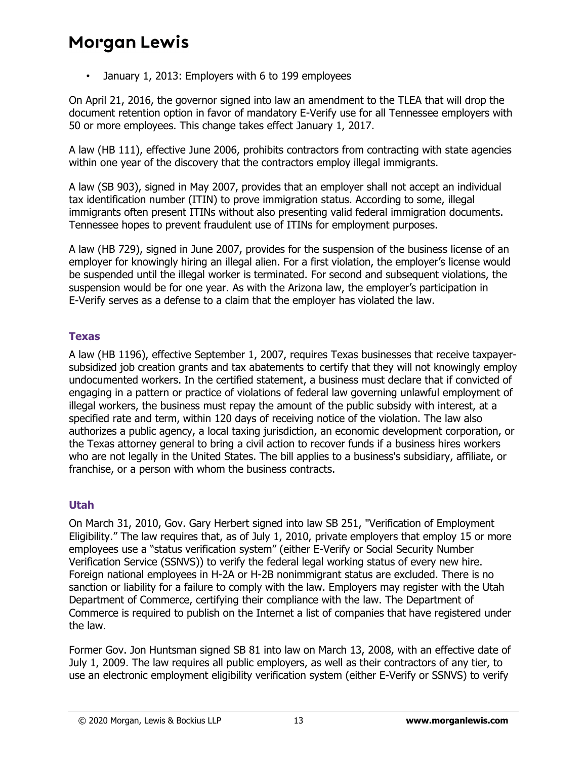- January 1, 2013: Employers with 6 to 199 employees

On April 21, 2016, the governor signed into law an amendment to the TLEA that will drop the document retention option in favor of mandatory E-Verify use for all Tennessee employers with 50 or more employees. This change takes effect January 1, 2017.

A law (HB 111), effective June 2006, prohibits contractors from contracting with state agencies within one year of the discovery that the contractors employ illegal immigrants.

A law (SB 903), signed in May 2007, provides that an employer shall not accept an individual tax identification number (ITIN) to prove immigration status. According to some, illegal immigrants often present ITINs without also presenting valid federal immigration documents. Tennessee hopes to prevent fraudulent use of ITINs for employment purposes.

A law (HB 729), signed in June 2007, provides for the suspension of the business license of an employer for knowingly hiring an illegal alien. For a first violation, the employer's license would be suspended until the illegal worker is terminated. For second and subsequent violations, the suspension would be for one year. As with the Arizona law, the employer's participation in E-Verify serves as a defense to a claim that the employer has violated the law.

### Texas

A law (HB 1196), effective September 1, 2007, requires Texas businesses that receive taxpayer-subsidized job creation grants and tax abatements to certify that they will not knowingly employ undocumented workers. In the certified statement, a business must declare that if convicted of engaging in a pattern or practice of violations of federal law governing unlawful employment of illegal workers, the business must repay the amount of the public subsidy with interest, at a specified rate and term, within 120 days of receiving notice of the violation. The law also authorizes a public agency, a local taxing jurisdiction, an economic development corporation, or the Texas attorney general to bring a civil action to recover funds if a business hires workers who are not legally in the United States. The bill applies to a business's subsidiary, affiliate, or franchise, or a person with whom the business contracts.

### Utah

On March 31, 2010, Gov. Gary Herbert signed into law SB 251, "Verification of Employment Eligibility." The law requires that, as of July 1, 2010, private employers that employ 15 or more employees use a "status verification system" (either E-Verify or Social Security Number Verification Service (SSNVS)) to verify the federal legal working status of every new hire. Foreign national employees in H-2A or H-2B nonimmigrant status are excluded. There is no sanction or liability for a failure to comply with the law. Employers may register with the Utah Department of Commerce, certifying their compliance with the law. The Department of Commerce is required to publish on the Internet a list of companies that have registered under the law.

Former Gov. Jon Huntsman signed SB 81 into law on March 13, 2008, with an effective date of July 1, 2009. The law requires all public employers, as well as their contractors of any tier, to use an electronic employment eligibility verification system (either E-Verify or SSNVS) to verify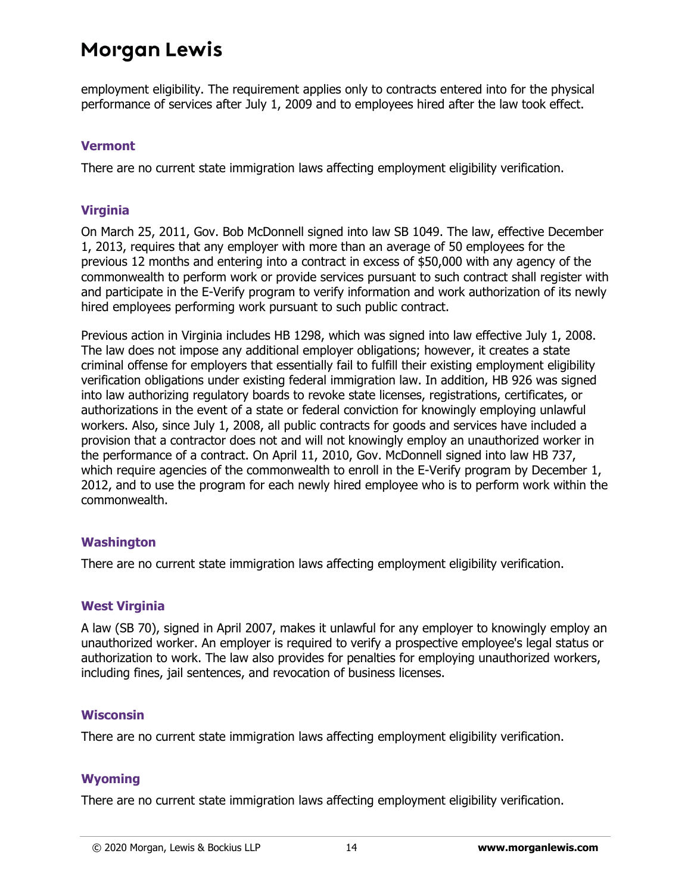employment eligibility. The requirement applies only to contracts entered into for the physical performance of services after July 1, 2009 and to employees hired after the law took effect.

### Vermont

There are no current state immigration laws affecting employment eligibility verification.

### Virginia

On March 25, 2011, Gov. Bob McDonnell signed into law SB 1049. The law, effective December 1, 2013, requires that any employer with more than an average of 50 employees for the previous 12 months and entering into a contract in excess of $50,000 with any agency of the commonwealth to perform work or provide services pursuant to such contract shall register with and participate in the E-Verify program to verify information and work authorization of its newly hired employees performing work pursuant to such public contract.

Previous action in Virginia includes HB 1298, which was signed into law effective July 1, 2008. The law does not impose any additional employer obligations; however, it creates a state criminal offense for employers that essentially fail to fulfill their existing employment eligibility verification obligations under existing federal immigration law. In addition, HB 926 was signed into law authorizing regulatory boards to revoke state licenses, registrations, certificates, or authorizations in the event of a state or federal conviction for knowingly employing unlawful workers. Also, since July 1, 2008, all public contracts for goods and services have included a provision that a contractor does not and will not knowingly employ an unauthorized worker in the performance of a contract. On April 11, 2010, Gov. McDonnell signed into law HB 737, which require agencies of the commonwealth to enroll in the E-Verify program by December 1, 2012, and to use the program for each newly hired employee who is to perform work within the commonwealth.

### Washington

There are no current state immigration laws affecting employment eligibility verification.

### West Virginia

A law (SB 70), signed in April 2007, makes it unlawful for any employer to knowingly employ an unauthorized worker. An employer is required to verify a prospective employee's legal status or authorization to work. The law also provides for penalties for employing unauthorized workers, including fines, jail sentences, and revocation of business licenses.

### Wisconsin

There are no current state immigration laws affecting employment eligibility verification.

### Wyoming

There are no current state immigration laws affecting employment eligibility verification.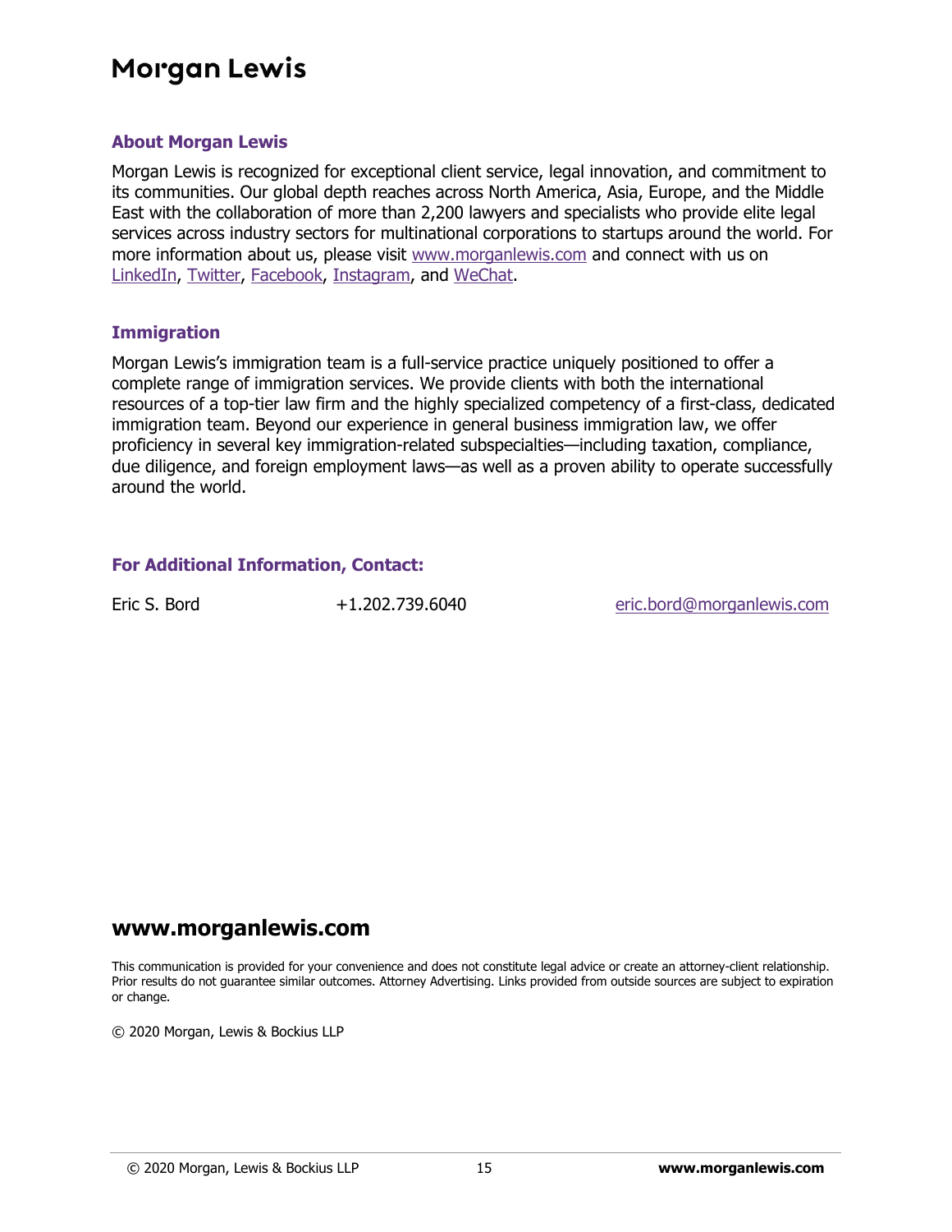Morgan Lewis

## About Morgan Lewis

Morgan Lewis is recognized for exceptional client service, legal innovation, and commitment to its communities. Our global depth reaches across North America, Asia, Europe, and the Middle East with the collaboration of more than 2,200 lawyers and specialists who provide elite legal services across industry sectors for multinational corporations to startups around the world. For more information about us, please visit www.morganlewis.com and connect with us on LinkedIn, Twitter, Facebook, Instagram, and WeChat.

## Immigration

Morgan Lewis's immigration team is a full-service practice uniquely positioned to offer a complete range of immigration services. We provide clients with both the international resources of a top-tier law firm and the highly specialized competency of a first-class, dedicated immigration team. Beyond our experience in general business immigration law, we offer proficiency in several key immigration-related subspecialties—including taxation, compliance, due diligence, and foreign employment laws—as well as a proven ability to operate successfully around the world.

## For Additional Information, Contact:

| | | |
|---|---|---|
| Eric S. Bord | +1.202.739.6040 | eric.bord@morganlewis.com |

## www.morganlewis.com

This communication is provided for your convenience and does not constitute legal advice or create an attorney-client relationship. Prior results do not guarantee similar outcomes. Attorney Advertising. Links provided from outside sources are subject to expiration or change.

© 2020 Morgan, Lewis & Bockius LLP